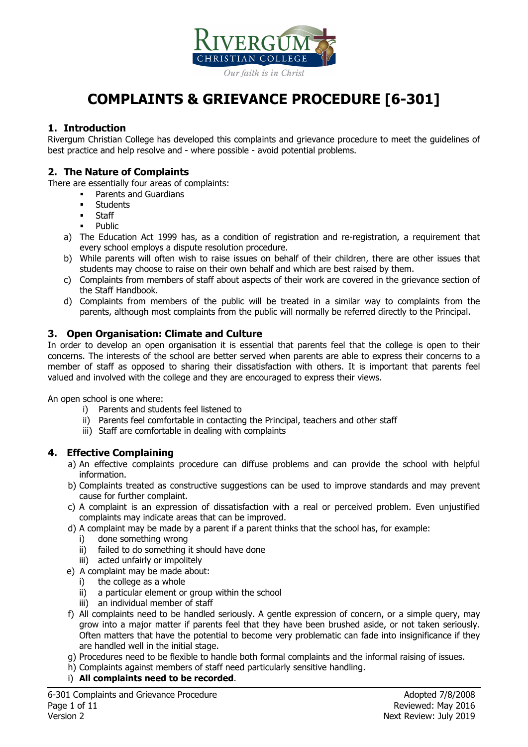RIVERGUM CHRISTIAN COLLEGE

*Our faith is in Christ*

# COMPLAINTS & GRIEVANCE PROCEDURE [6-301]

## 1. Introduction

Rivergum Christian College has developed this complaints and grievance procedure to meet the guidelines of best practice and help resolve and - where possible - avoid potential problems.

## 2. The Nature of Complaints

There are essentially four areas of complaints:

- Parents and Guardians
- Students
- Staff
- Public

a) The Education Act 1999 has, as a condition of registration and re-registration, a requirement that every school employs a dispute resolution procedure.

b) While parents will often wish to raise issues on behalf of their children, there are other issues that students may choose to raise on their own behalf and which are best raised by them.

c) Complaints from members of staff about aspects of their work are covered in the grievance section of the Staff Handbook.

d) Complaints from members of the public will be treated in a similar way to complaints from the parents, although most complaints from the public will normally be referred directly to the Principal.

## 3. Open Organisation: Climate and Culture

In order to develop an open organisation it is essential that parents feel that the college is open to their concerns. The interests of the school are better served when parents are able to express their concerns to a member of staff as opposed to sharing their dissatisfaction with others. It is important that parents feel valued and involved with the college and they are encouraged to express their views.

An open school is one where:

i) Parents and students feel listened to
ii) Parents feel comfortable in contacting the Principal, teachers and other staff
iii) Staff are comfortable in dealing with complaints

## 4. Effective Complaining

a) An effective complaints procedure can diffuse problems and can provide the school with helpful information.

b) Complaints treated as constructive suggestions can be used to improve standards and may prevent cause for further complaint.

c) A complaint is an expression of dissatisfaction with a real or perceived problem. Even unjustified complaints may indicate areas that can be improved.

d) A complaint may be made by a parent if a parent thinks that the school has, for example:
   i) done something wrong
   ii) failed to do something it should have done
   iii) acted unfairly or impolitely

e) A complaint may be made about:
   i) the college as a whole
   ii) a particular element or group within the school
   iii) an individual member of staff

f) All complaints need to be handled seriously. A gentle expression of concern, or a simple query, may grow into a major matter if parents feel that they have been brushed aside, or not taken seriously. Often matters that have the potential to become very problematic can fade into insignificance if they are handled well in the initial stage.

g) Procedures need to be flexible to handle both formal complaints and the informal raising of issues.

h) Complaints against members of staff need particularly sensitive handling.

i) **All complaints need to be recorded**.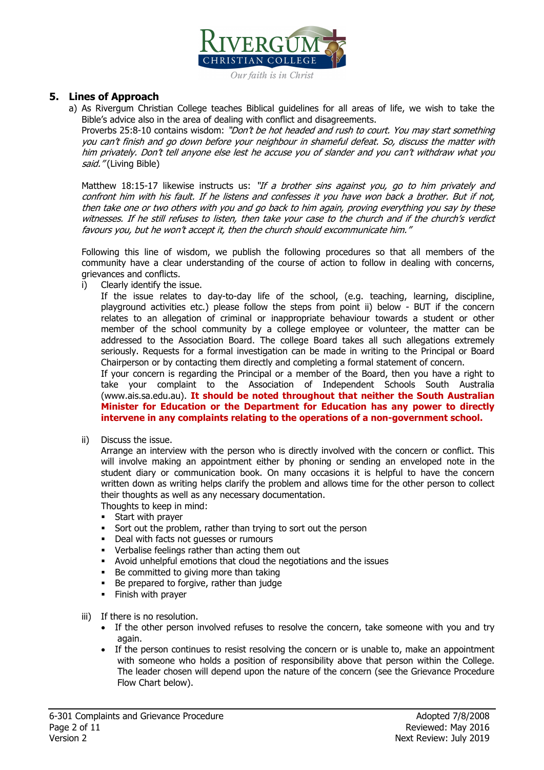## 5. Lines of Approach

a) As Rivergum Christian College teaches Biblical guidelines for all areas of life, we wish to take the Bible's advice also in the area of dealing with conflict and disagreements.
Proverbs 25:8-10 contains wisdom: *"Don't be hot headed and rush to court. You may start something you can't finish and go down before your neighbour in shameful defeat. So, discuss the matter with him privately. Don't tell anyone else lest he accuse you of slander and you can't withdraw what you said."* (Living Bible)

Matthew 18:15-17 likewise instructs us: *"If a brother sins against you, go to him privately and confront him with his fault. If he listens and confesses it you have won back a brother. But if not, then take one or two others with you and go back to him again, proving everything you say by these witnesses. If he still refuses to listen, then take your case to the church and if the church's verdict favours you, but he won't accept it, then the church should excommunicate him."*

Following this line of wisdom, we publish the following procedures so that all members of the community have a clear understanding of the course of action to follow in dealing with concerns, grievances and conflicts.

i) Clearly identify the issue.
If the issue relates to day-to-day life of the school, (e.g. teaching, learning, discipline, playground activities etc.) please follow the steps from point ii) below - BUT if the concern relates to an allegation of criminal or inappropriate behaviour towards a student or other member of the school community by a college employee or volunteer, the matter can be addressed to the Association Board. The college Board takes all such allegations extremely seriously. Requests for a formal investigation can be made in writing to the Principal or Board Chairperson or by contacting them directly and completing a formal statement of concern.
If your concern is regarding the Principal or a member of the Board, then you have a right to take your complaint to the Association of Independent Schools South Australia (www.ais.sa.edu.au). **It should be noted throughout that neither the South Australian Minister for Education or the Department for Education has any power to directly intervene in any complaints relating to the operations of a non-government school.**

ii) Discuss the issue.
Arrange an interview with the person who is directly involved with the concern or conflict. This will involve making an appointment either by phoning or sending an enveloped note in the student diary or communication book. On many occasions it is helpful to have the concern written down as writing helps clarify the problem and allows time for the other person to collect their thoughts as well as any necessary documentation.
Thoughts to keep in mind:
   - Start with prayer
   - Sort out the problem, rather than trying to sort out the person
   - Deal with facts not guesses or rumours
   - Verbalise feelings rather than acting them out
   - Avoid unhelpful emotions that cloud the negotiations and the issues
   - Be committed to giving more than taking
   - Be prepared to forgive, rather than judge
   - Finish with prayer

iii) If there is no resolution.
   - If the other person involved refuses to resolve the concern, take someone with you and try again.
   - If the person continues to resist resolving the concern or is unable to, make an appointment with someone who holds a position of responsibility above that person within the College. The leader chosen will depend upon the nature of the concern (see the Grievance Procedure Flow Chart below).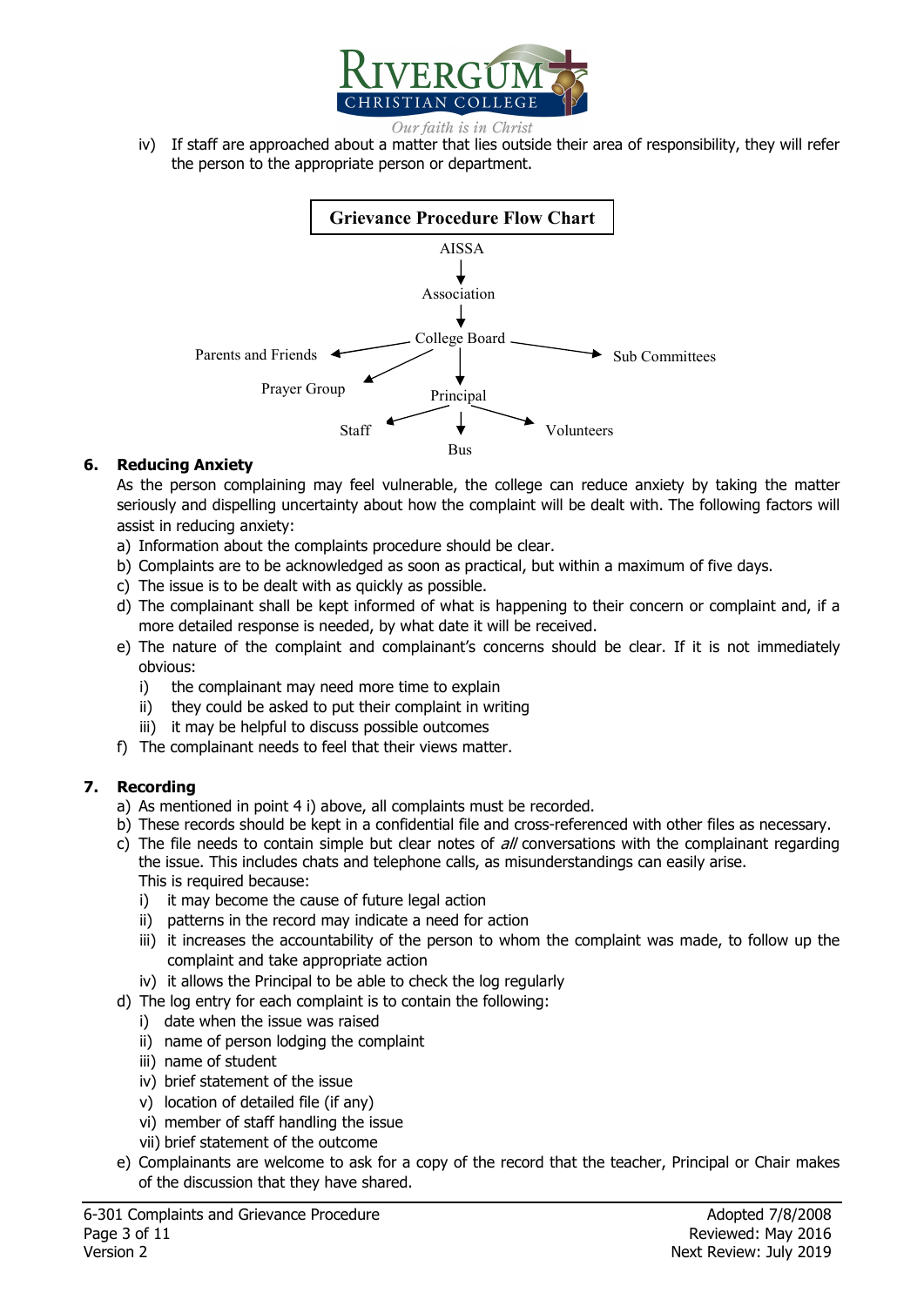iv) If staff are approached about a matter that lies outside their area of responsibility, they will refer the person to the appropriate person or department.

**Grievance Procedure Flow Chart**

AISSA

↓

Association

↓

College Board → Parents and Friends, Prayer Group, Principal, Sub Committees

Principal → Staff, Bus, Volunteers

## 6. Reducing Anxiety

As the person complaining may feel vulnerable, the college can reduce anxiety by taking the matter seriously and dispelling uncertainty about how the complaint will be dealt with. The following factors will assist in reducing anxiety:

a) Information about the complaints procedure should be clear.
b) Complaints are to be acknowledged as soon as practical, but within a maximum of five days.
c) The issue is to be dealt with as quickly as possible.
d) The complainant shall be kept informed of what is happening to their concern or complaint and, if a more detailed response is needed, by what date it will be received.
e) The nature of the complaint and complainant's concerns should be clear. If it is not immediately obvious:
   i) the complainant may need more time to explain
   ii) they could be asked to put their complaint in writing
   iii) it may be helpful to discuss possible outcomes
f) The complainant needs to feel that their views matter.

## 7. Recording

a) As mentioned in point 4 i) above, all complaints must be recorded.
b) These records should be kept in a confidential file and cross-referenced with other files as necessary.
c) The file needs to contain simple but clear notes of *all* conversations with the complainant regarding the issue. This includes chats and telephone calls, as misunderstandings can easily arise.
   This is required because:
   i) it may become the cause of future legal action
   ii) patterns in the record may indicate a need for action
   iii) it increases the accountability of the person to whom the complaint was made, to follow up the complaint and take appropriate action
   iv) it allows the Principal to be able to check the log regularly
d) The log entry for each complaint is to contain the following:
   i) date when the issue was raised
   ii) name of person lodging the complaint
   iii) name of student
   iv) brief statement of the issue
   v) location of detailed file (if any)
   vi) member of staff handling the issue
   vii) brief statement of the outcome
e) Complainants are welcome to ask for a copy of the record that the teacher, Principal or Chair makes of the discussion that they have shared.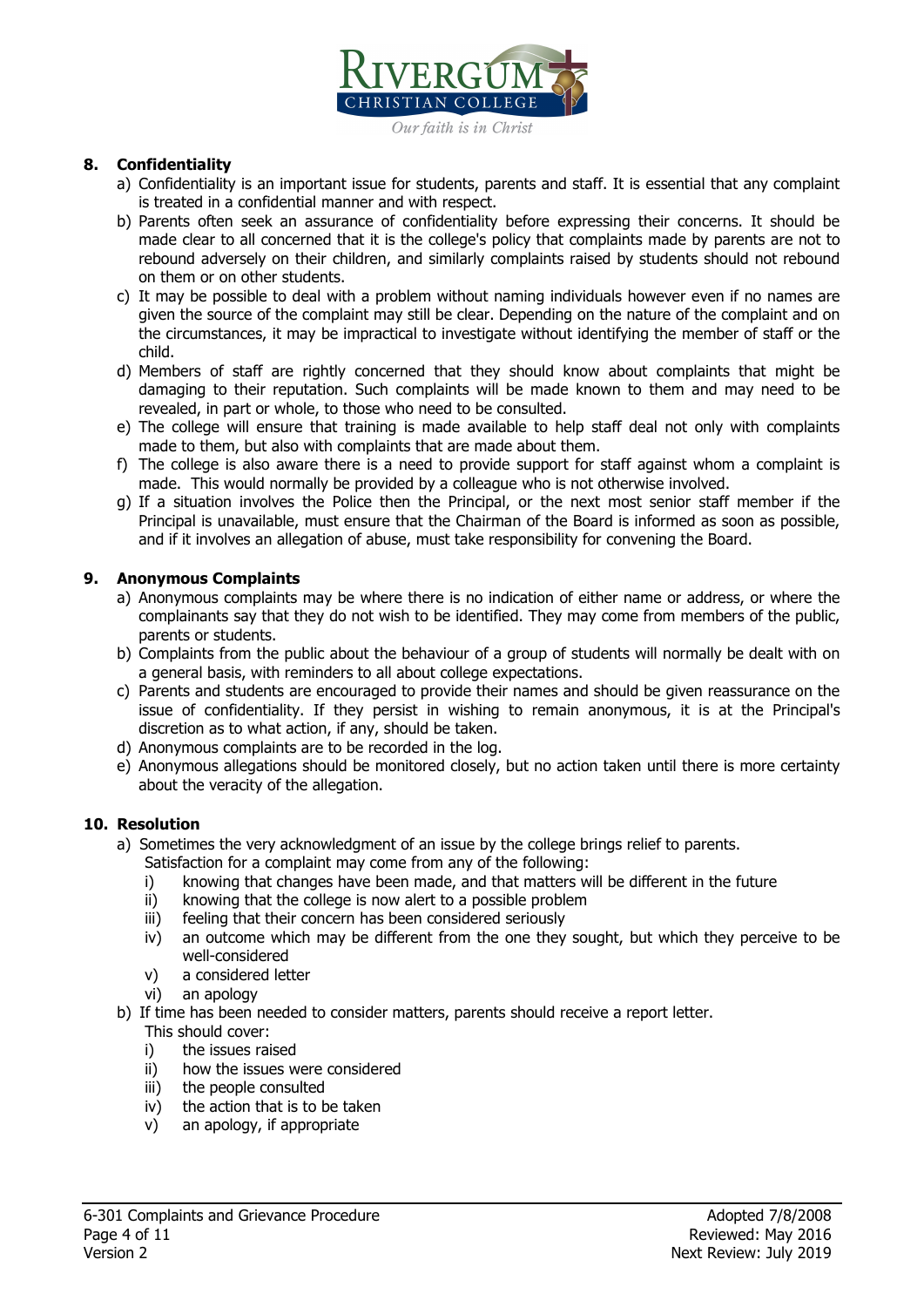## 8. Confidentiality

a) Confidentiality is an important issue for students, parents and staff. It is essential that any complaint is treated in a confidential manner and with respect.

b) Parents often seek an assurance of confidentiality before expressing their concerns. It should be made clear to all concerned that it is the college's policy that complaints made by parents are not to rebound adversely on their children, and similarly complaints raised by students should not rebound on them or on other students.

c) It may be possible to deal with a problem without naming individuals however even if no names are given the source of the complaint may still be clear. Depending on the nature of the complaint and on the circumstances, it may be impractical to investigate without identifying the member of staff or the child.

d) Members of staff are rightly concerned that they should know about complaints that might be damaging to their reputation. Such complaints will be made known to them and may need to be revealed, in part or whole, to those who need to be consulted.

e) The college will ensure that training is made available to help staff deal not only with complaints made to them, but also with complaints that are made about them.

f) The college is also aware there is a need to provide support for staff against whom a complaint is made. This would normally be provided by a colleague who is not otherwise involved.

g) If a situation involves the Police then the Principal, or the next most senior staff member if the Principal is unavailable, must ensure that the Chairman of the Board is informed as soon as possible, and if it involves an allegation of abuse, must take responsibility for convening the Board.

## 9. Anonymous Complaints

a) Anonymous complaints may be where there is no indication of either name or address, or where the complainants say that they do not wish to be identified. They may come from members of the public, parents or students.

b) Complaints from the public about the behaviour of a group of students will normally be dealt with on a general basis, with reminders to all about college expectations.

c) Parents and students are encouraged to provide their names and should be given reassurance on the issue of confidentiality. If they persist in wishing to remain anonymous, it is at the Principal's discretion as to what action, if any, should be taken.

d) Anonymous complaints are to be recorded in the log.

e) Anonymous allegations should be monitored closely, but no action taken until there is more certainty about the veracity of the allegation.

## 10. Resolution

a) Sometimes the very acknowledgment of an issue by the college brings relief to parents.
   Satisfaction for a complaint may come from any of the following:
   i) knowing that changes have been made, and that matters will be different in the future
   ii) knowing that the college is now alert to a possible problem
   iii) feeling that their concern has been considered seriously
   iv) an outcome which may be different from the one they sought, but which they perceive to be well-considered
   v) a considered letter
   vi) an apology

b) If time has been needed to consider matters, parents should receive a report letter.
   This should cover:
   i) the issues raised
   ii) how the issues were considered
   iii) the people consulted
   iv) the action that is to be taken
   v) an apology, if appropriate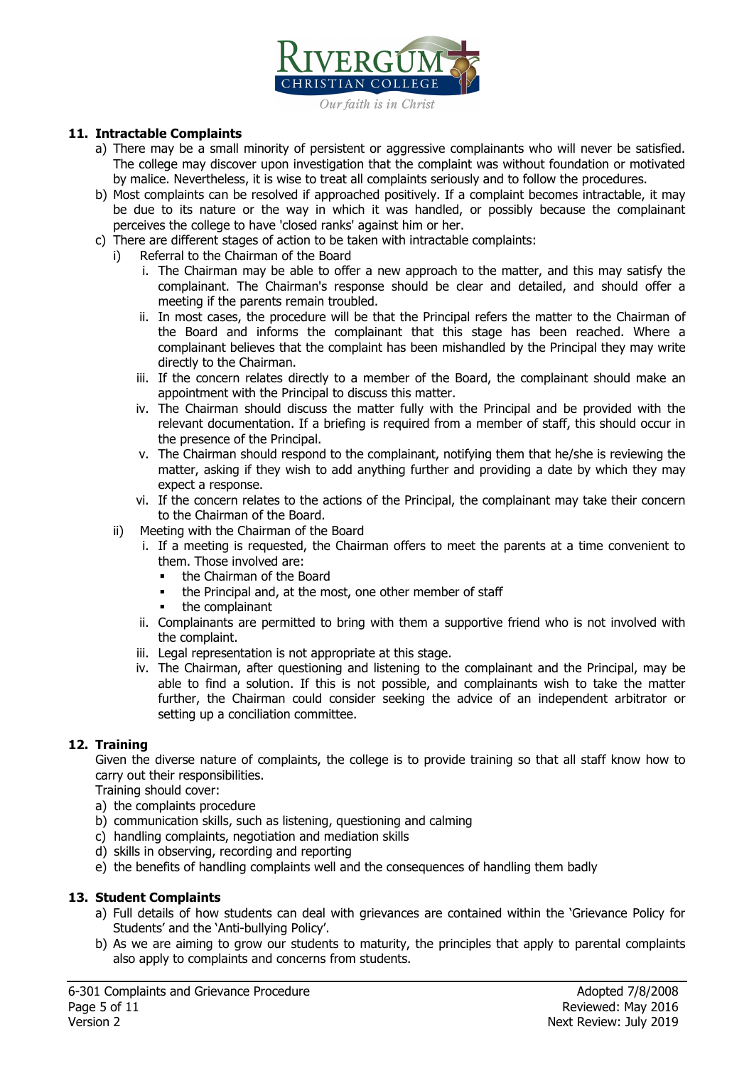## 11. Intractable Complaints

a) There may be a small minority of persistent or aggressive complainants who will never be satisfied. The college may discover upon investigation that the complaint was without foundation or motivated by malice. Nevertheless, it is wise to treat all complaints seriously and to follow the procedures.

b) Most complaints can be resolved if approached positively. If a complaint becomes intractable, it may be due to its nature or the way in which it was handled, or possibly because the complainant perceives the college to have 'closed ranks' against him or her.

c) There are different stages of action to be taken with intractable complaints:

   i) Referral to the Chairman of the Board

      i. The Chairman may be able to offer a new approach to the matter, and this may satisfy the complainant. The Chairman's response should be clear and detailed, and should offer a meeting if the parents remain troubled.
      ii. In most cases, the procedure will be that the Principal refers the matter to the Chairman of the Board and informs the complainant that this stage has been reached. Where a complainant believes that the complaint has been mishandled by the Principal they may write directly to the Chairman.
      iii. If the concern relates directly to a member of the Board, the complainant should make an appointment with the Principal to discuss this matter.
      iv. The Chairman should discuss the matter fully with the Principal and be provided with the relevant documentation. If a briefing is required from a member of staff, this should occur in the presence of the Principal.
      v. The Chairman should respond to the complainant, notifying them that he/she is reviewing the matter, asking if they wish to add anything further and providing a date by which they may expect a response.
      vi. If the concern relates to the actions of the Principal, the complainant may take their concern to the Chairman of the Board.

   ii) Meeting with the Chairman of the Board

      i. If a meeting is requested, the Chairman offers to meet the parents at a time convenient to them. Those involved are:
         - the Chairman of the Board
         - the Principal and, at the most, one other member of staff
         - the complainant
      ii. Complainants are permitted to bring with them a supportive friend who is not involved with the complaint.
      iii. Legal representation is not appropriate at this stage.
      iv. The Chairman, after questioning and listening to the complainant and the Principal, may be able to find a solution. If this is not possible, and complainants wish to take the matter further, the Chairman could consider seeking the advice of an independent arbitrator or setting up a conciliation committee.

## 12. Training

Given the diverse nature of complaints, the college is to provide training so that all staff know how to carry out their responsibilities.

Training should cover:

a) the complaints procedure
b) communication skills, such as listening, questioning and calming
c) handling complaints, negotiation and mediation skills
d) skills in observing, recording and reporting
e) the benefits of handling complaints well and the consequences of handling them badly

## 13. Student Complaints

a) Full details of how students can deal with grievances are contained within the 'Grievance Policy for Students' and the 'Anti-bullying Policy'.

b) As we are aiming to grow our students to maturity, the principles that apply to parental complaints also apply to complaints and concerns from students.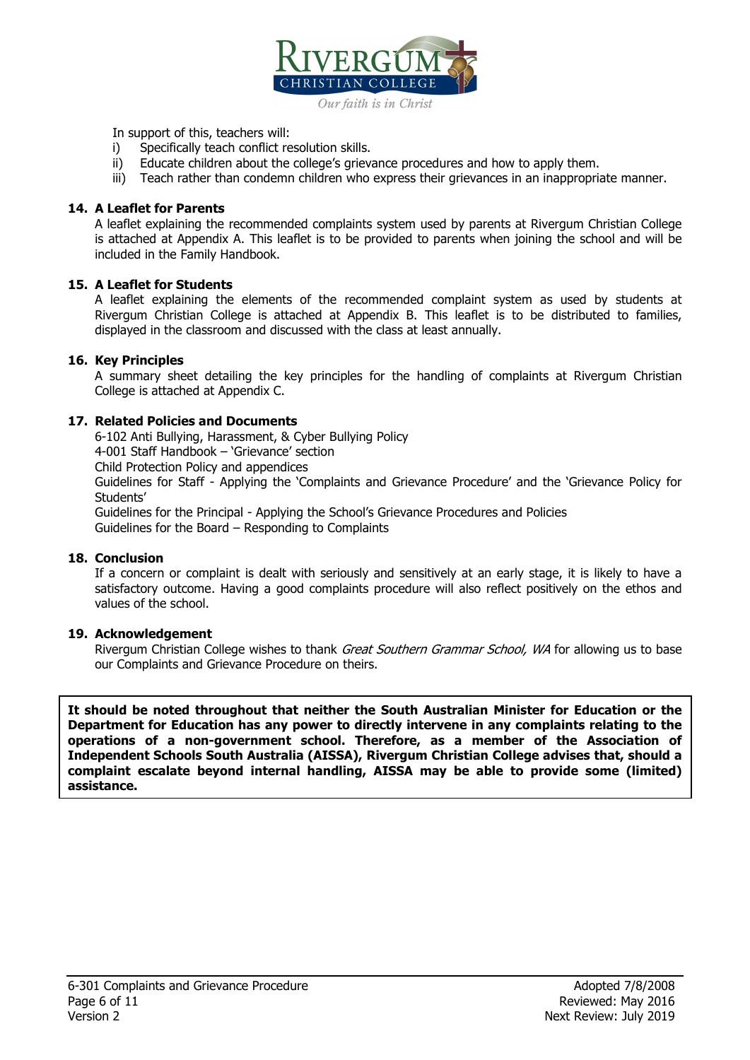In support of this, teachers will:

i) Specifically teach conflict resolution skills.
ii) Educate children about the college's grievance procedures and how to apply them.
iii) Teach rather than condemn children who express their grievances in an inappropriate manner.

### 14. A Leaflet for Parents

A leaflet explaining the recommended complaints system used by parents at Rivergum Christian College is attached at Appendix A. This leaflet is to be provided to parents when joining the school and will be included in the Family Handbook.

### 15. A Leaflet for Students

A leaflet explaining the elements of the recommended complaint system as used by students at Rivergum Christian College is attached at Appendix B. This leaflet is to be distributed to families, displayed in the classroom and discussed with the class at least annually.

### 16. Key Principles

A summary sheet detailing the key principles for the handling of complaints at Rivergum Christian College is attached at Appendix C.

### 17. Related Policies and Documents

6-102 Anti Bullying, Harassment, & Cyber Bullying Policy
4-001 Staff Handbook – 'Grievance' section
Child Protection Policy and appendices
Guidelines for Staff - Applying the 'Complaints and Grievance Procedure' and the 'Grievance Policy for Students'
Guidelines for the Principal - Applying the School's Grievance Procedures and Policies
Guidelines for the Board – Responding to Complaints

### 18. Conclusion

If a concern or complaint is dealt with seriously and sensitively at an early stage, it is likely to have a satisfactory outcome. Having a good complaints procedure will also reflect positively on the ethos and values of the school.

### 19. Acknowledgement

Rivergum Christian College wishes to thank *Great Southern Grammar School, WA* for allowing us to base our Complaints and Grievance Procedure on theirs.

**It should be noted throughout that neither the South Australian Minister for Education or the Department for Education has any power to directly intervene in any complaints relating to the operations of a non-government school. Therefore, as a member of the Association of Independent Schools South Australia (AISSA), Rivergum Christian College advises that, should a complaint escalate beyond internal handling, AISSA may be able to provide some (limited) assistance.**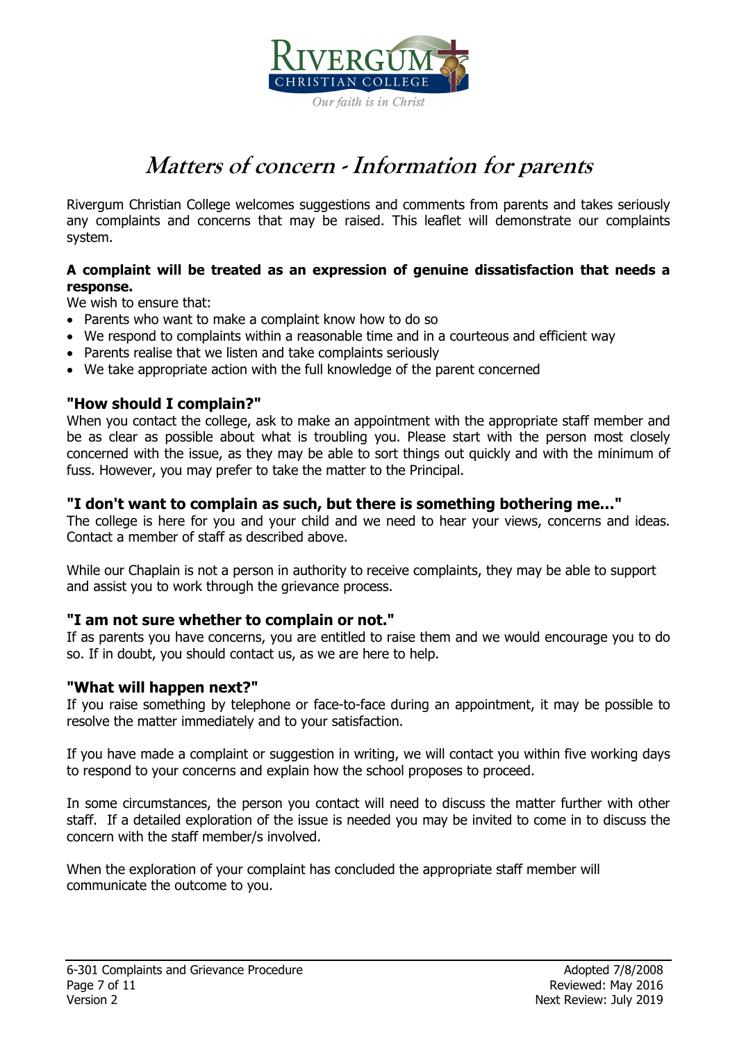# *Matters of concern - Information for parents*

Rivergum Christian College welcomes suggestions and comments from parents and takes seriously any complaints and concerns that may be raised. This leaflet will demonstrate our complaints system.

**A complaint will be treated as an expression of genuine dissatisfaction that needs a response.**

We wish to ensure that:

- Parents who want to make a complaint know how to do so
- We respond to complaints within a reasonable time and in a courteous and efficient way
- Parents realise that we listen and take complaints seriously
- We take appropriate action with the full knowledge of the parent concerned

### "How should I complain?"

When you contact the college, ask to make an appointment with the appropriate staff member and be as clear as possible about what is troubling you. Please start with the person most closely concerned with the issue, as they may be able to sort things out quickly and with the minimum of fuss. However, you may prefer to take the matter to the Principal.

### "I don't want to complain as such, but there is something bothering me..."

The college is here for you and your child and we need to hear your views, concerns and ideas. Contact a member of staff as described above.

While our Chaplain is not a person in authority to receive complaints, they may be able to support and assist you to work through the grievance process.

### "I am not sure whether to complain or not."

If as parents you have concerns, you are entitled to raise them and we would encourage you to do so. If in doubt, you should contact us, as we are here to help.

### "What will happen next?"

If you raise something by telephone or face-to-face during an appointment, it may be possible to resolve the matter immediately and to your satisfaction.

If you have made a complaint or suggestion in writing, we will contact you within five working days to respond to your concerns and explain how the school proposes to proceed.

In some circumstances, the person you contact will need to discuss the matter further with other staff. If a detailed exploration of the issue is needed you may be invited to come in to discuss the concern with the staff member/s involved.

When the exploration of your complaint has concluded the appropriate staff member will communicate the outcome to you.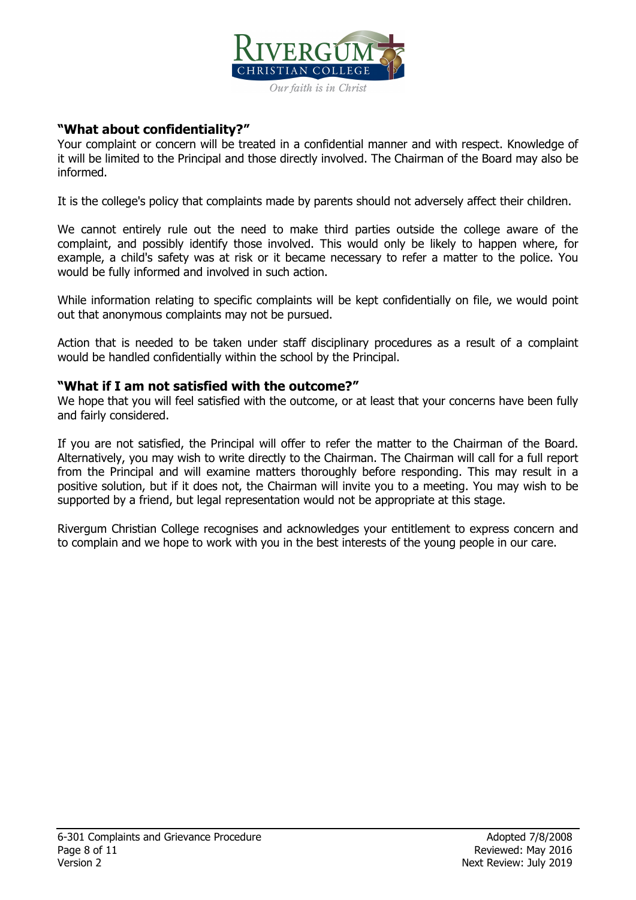### "What about confidentiality?"

Your complaint or concern will be treated in a confidential manner and with respect. Knowledge of it will be limited to the Principal and those directly involved. The Chairman of the Board may also be informed.

It is the college's policy that complaints made by parents should not adversely affect their children.

We cannot entirely rule out the need to make third parties outside the college aware of the complaint, and possibly identify those involved. This would only be likely to happen where, for example, a child's safety was at risk or it became necessary to refer a matter to the police. You would be fully informed and involved in such action.

While information relating to specific complaints will be kept confidentially on file, we would point out that anonymous complaints may not be pursued.

Action that is needed to be taken under staff disciplinary procedures as a result of a complaint would be handled confidentially within the school by the Principal.

### "What if I am not satisfied with the outcome?"

We hope that you will feel satisfied with the outcome, or at least that your concerns have been fully and fairly considered.

If you are not satisfied, the Principal will offer to refer the matter to the Chairman of the Board. Alternatively, you may wish to write directly to the Chairman. The Chairman will call for a full report from the Principal and will examine matters thoroughly before responding. This may result in a positive solution, but if it does not, the Chairman will invite you to a meeting. You may wish to be supported by a friend, but legal representation would not be appropriate at this stage.

Rivergum Christian College recognises and acknowledges your entitlement to express concern and to complain and we hope to work with you in the best interests of the young people in our care.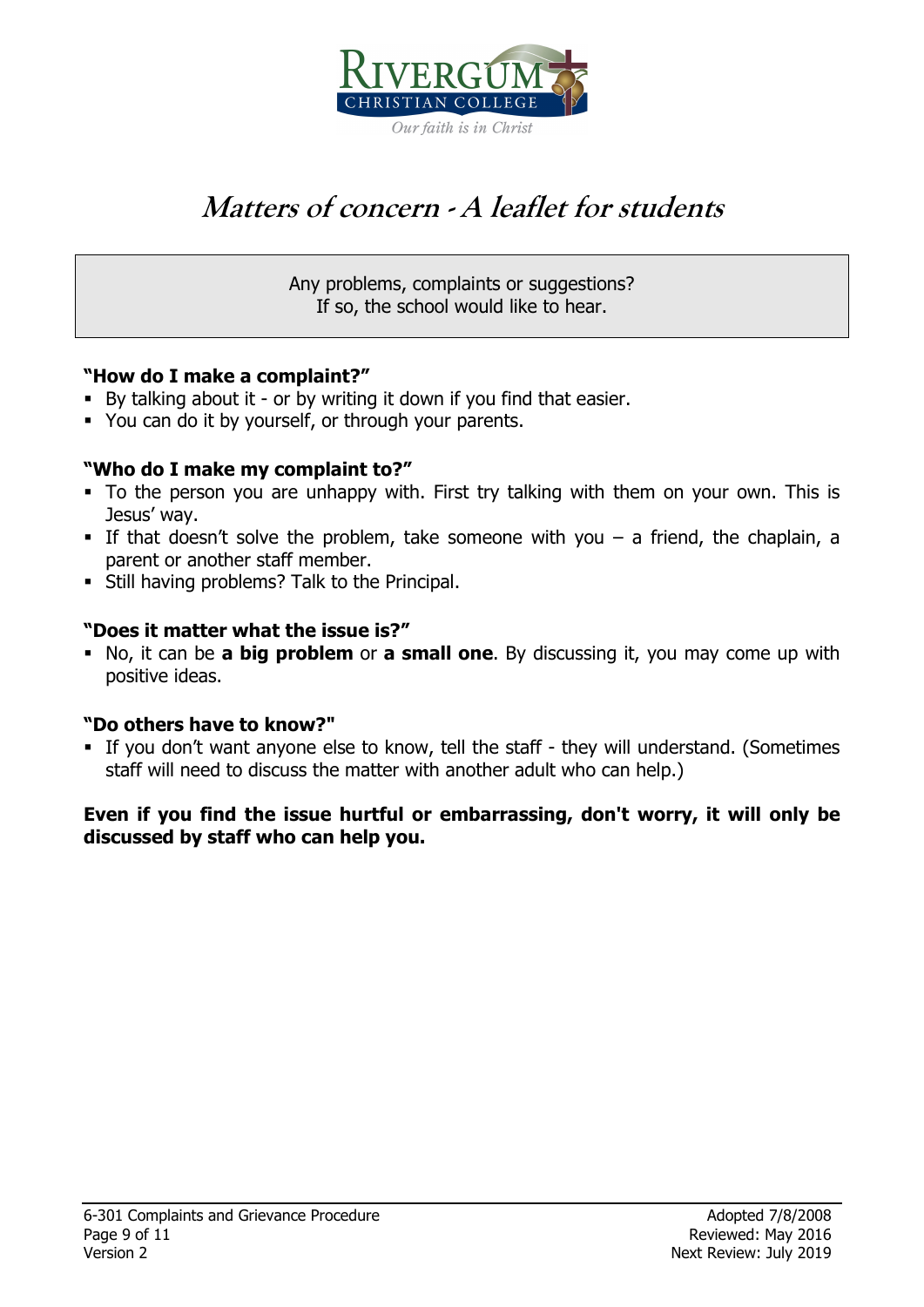# *Matters of concern - A leaflet for students*

Any problems, complaints or suggestions?
If so, the school would like to hear.

**"How do I make a complaint?"**

- By talking about it - or by writing it down if you find that easier.
- You can do it by yourself, or through your parents.

**"Who do I make my complaint to?"**

- To the person you are unhappy with. First try talking with them on your own. This is Jesus' way.
- If that doesn't solve the problem, take someone with you – a friend, the chaplain, a parent or another staff member.
- Still having problems? Talk to the Principal.

**"Does it matter what the issue is?"**

- No, it can be **a big problem** or **a small one**. By discussing it, you may come up with positive ideas.

**"Do others have to know?"**

- If you don't want anyone else to know, tell the staff - they will understand. (Sometimes staff will need to discuss the matter with another adult who can help.)

**Even if you find the issue hurtful or embarrassing, don't worry, it will only be discussed by staff who can help you.**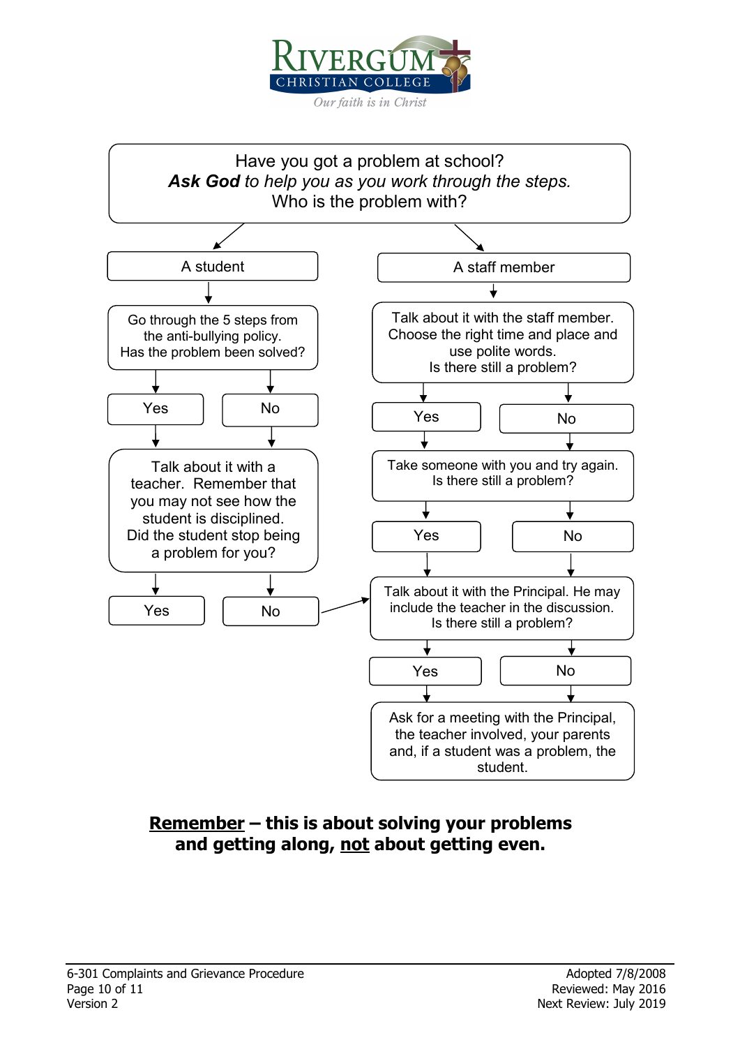Rivergum Christian College

*Our faith is in Christ*

Have you got a problem at school?
***Ask God*** *to help you as you work through the steps.*
Who is the problem with?

**A student**

- Go through the 5 steps from the anti-bullying policy. Has the problem been solved?
  - Yes / No
- Talk about it with a teacher. Remember that you may not see how the student is disciplined. Did the student stop being a problem for you?
  - Yes
  - No → Talk about it with the Principal (see below)

**A staff member**

- Talk about it with the staff member. Choose the right time and place and use polite words. Is there still a problem?
  - Yes / No
- Take someone with you and try again. Is there still a problem?
  - Yes / No
- Talk about it with the Principal. He may include the teacher in the discussion. Is there still a problem?
  - Yes / No
- Ask for a meeting with the Principal, the teacher involved, your parents and, if a student was a problem, the student.

**<u>Remember</u> – this is about solving your problems and getting along, <u>not</u> about getting even.**

6-301 Complaints and Grievance Procedure
Version 2

Adopted 7/8/2008
Reviewed: May 2016
Next Review: July 2019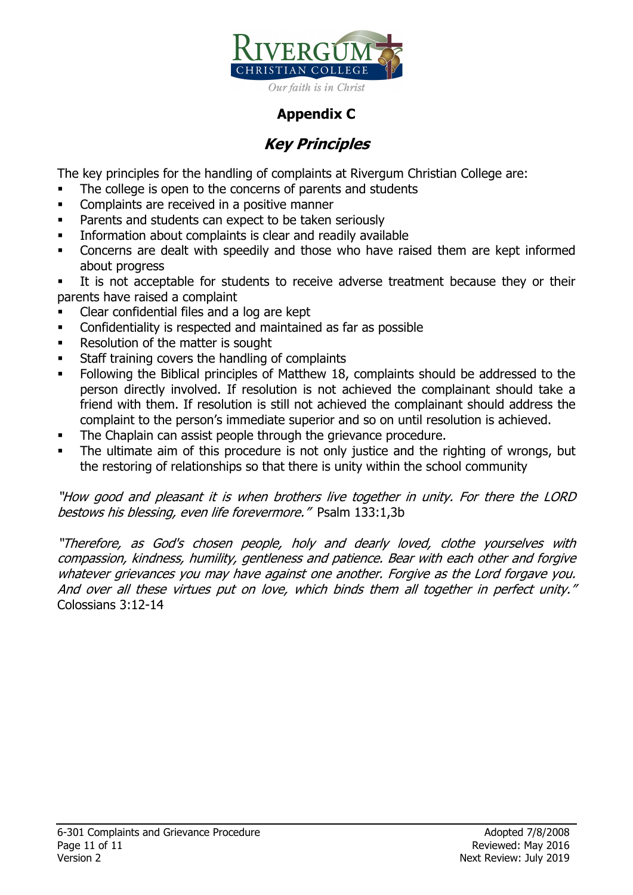## Appendix C

### *Key Principles*

The key principles for the handling of complaints at Rivergum Christian College are:

- The college is open to the concerns of parents and students
- Complaints are received in a positive manner
- Parents and students can expect to be taken seriously
- Information about complaints is clear and readily available
- Concerns are dealt with speedily and those who have raised them are kept informed about progress
- It is not acceptable for students to receive adverse treatment because they or their parents have raised a complaint
- Clear confidential files and a log are kept
- Confidentiality is respected and maintained as far as possible
- Resolution of the matter is sought
- Staff training covers the handling of complaints
- Following the Biblical principles of Matthew 18, complaints should be addressed to the person directly involved. If resolution is not achieved the complainant should take a friend with them. If resolution is still not achieved the complainant should address the complaint to the person's immediate superior and so on until resolution is achieved.
- The Chaplain can assist people through the grievance procedure.
- The ultimate aim of this procedure is not only justice and the righting of wrongs, but the restoring of relationships so that there is unity within the school community

*"How good and pleasant it is when brothers live together in unity. For there the LORD bestows his blessing, even life forevermore."* Psalm 133:1,3b

*"Therefore, as God's chosen people, holy and dearly loved, clothe yourselves with compassion, kindness, humility, gentleness and patience. Bear with each other and forgive whatever grievances you may have against one another. Forgive as the Lord forgave you. And over all these virtues put on love, which binds them all together in perfect unity."* Colossians 3:12-14